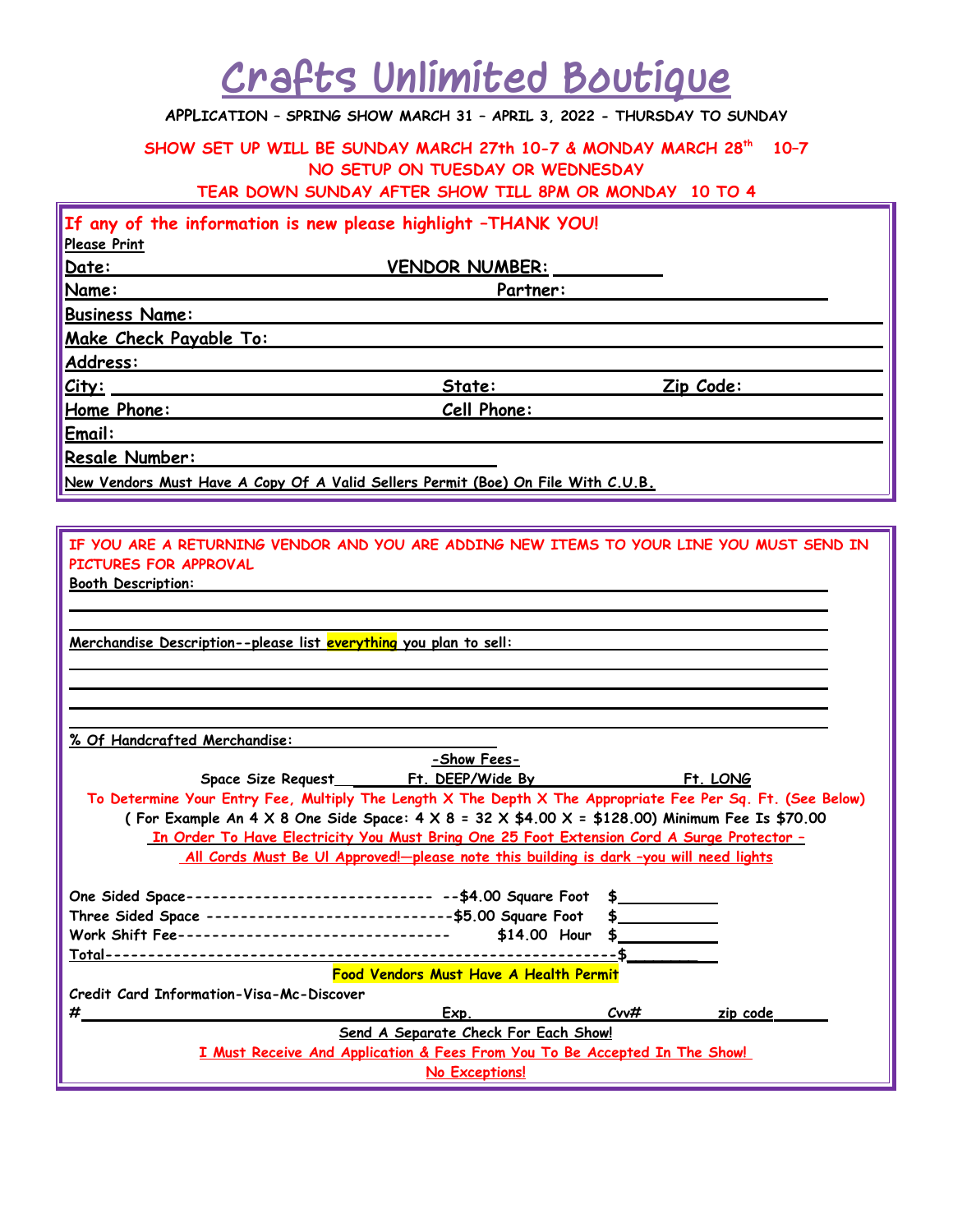# Crafts Unlimited Boutique

**APPLICATION – SPRING SHOW MARCH 31 – APRIL 3, 2022 - THURSDAY TO SUNDAY**

**SHOW SET UP WILL BE SUNDAY MARCH 27th 10-7 & MONDAY MARCH 28th 10-7**
**NO SETUP ON TUESDAY OR WEDNESDAY**
**TEAR DOWN SUNDAY AFTER SHOW TILL 8PM OR MONDAY 10 TO 4**

**If any of the information is new please highlight –THANK YOU!**

Please Print

**Date:** ______________________ **VENDOR NUMBER:** __________

**Name:** ______________________ **Partner:** ______________________

**Business Name:** ______________________

**Make Check Payable To:** ______________________

**Address:** ______________________

**City:** ______________ **State:** ______________ **Zip Code:** ______________

**Home Phone:** ______________ **Cell Phone:** ______________

**Email:** ______________________

**Resale Number:** ______________________

**New Vendors Must Have A Copy Of A Valid Sellers Permit (Boe) On File With C.U.B.**

---

**IF YOU ARE A RETURNING VENDOR AND YOU ARE ADDING NEW ITEMS TO YOUR LINE YOU MUST SEND IN PICTURES FOR APPROVAL**

**Booth Description:** ______________________

**Merchandise Description--please list everything you plan to sell:** ______________________

**% Of Handcrafted Merchandise:** ______________________

**-Show Fees-**

Space Size Request ______ Ft. DEEP/Wide By ______ Ft. LONG

**To Determine Your Entry Fee, Multiply The Length X The Depth X The Appropriate Fee Per Sq. Ft. (See Below)**

**( For Example An 4 X 8 One Side Space: 4 X 8 = 32 X $4.00 X = $128.00) Minimum Fee Is $70.00**

**In Order To Have Electricity You Must Bring One 25 Foot Extension Cord A Surge Protector –**
**All Cords Must Be Ul Approved!—please note this building is dark –you will need lights**

One Sided Space----------------------------- --$4.00 Square Foot $__________
Three Sided Space -----------------------------$5.00 Square Foot $__________
Work Shift Fee-------------------------------- $14.00 Hour $__________
Total----------------------------------------------------------$__________

**Food Vendors Must Have A Health Permit**

Credit Card Information-Visa-Mc-Discover

# ______________________ Exp. ________ Cvv# ________ zip code ________

**Send A Separate Check For Each Show!**

**I Must Receive And Application & Fees From You To Be Accepted In The Show!**

**No Exceptions!**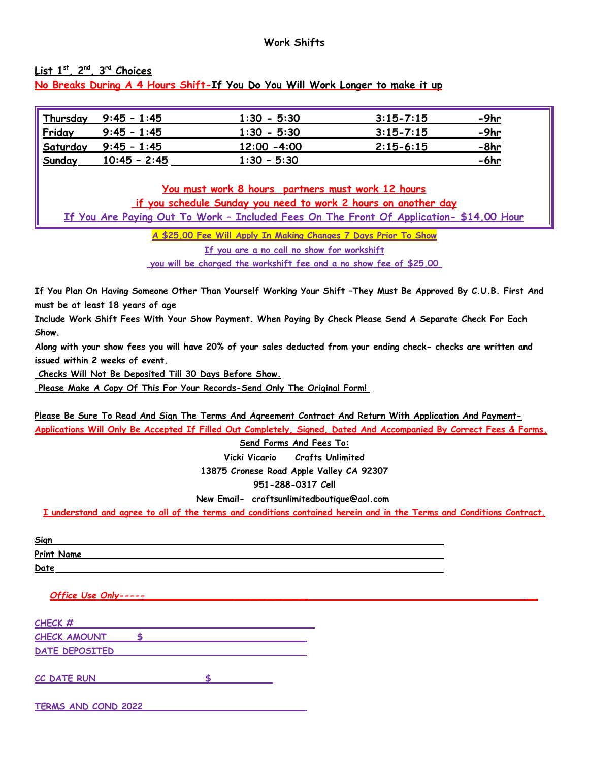## Work Shifts

**List 1st, 2nd, 3rd Choices**

**No Breaks During A 4 Hours Shift-If You Do You Will Work Longer to make it up**

| | | | | |
|---|---|---|---|---|
| Thursday | 9:45 – 1:45 | 1:30 - 5:30 | 3:15-7:15 | -9hr |
| Friday | 9:45 – 1:45 | 1:30 - 5:30 | 3:15-7:15 | -9hr |
| Saturday | 9:45 – 1:45 | 12:00 -4:00 | 2:15-6:15 | -8hr |
| Sunday | 10:45 – 2:45 | 1:30 – 5:30 | | -6hr |

**You must work 8 hours partners must work 12 hours**

**if you schedule Sunday you need to work 2 hours on another day**

**If You Are Paying Out To Work – Included Fees On The Front Of Application- $14.00 Hour**

**A $25.00 Fee Will Apply In Making Changes 7 Days Prior To Show**

**If you are a no call no show for workshift**

**you will be charged the workshift fee and a no show fee of $25.00**

**If You Plan On Having Someone Other Than Yourself Working Your Shift –They Must Be Approved By C.U.B. First And must be at least 18 years of age**

**Include Work Shift Fees With Your Show Payment. When Paying By Check Please Send A Separate Check For Each Show.**

**Along with your show fees you will have 20% of your sales deducted from your ending check- checks are written and issued within 2 weeks of event.**

**Checks Will Not Be Deposited Till 30 Days Before Show.**

**Please Make A Copy Of This For Your Records-Send Only The Original Form!**

**Please Be Sure To Read And Sign The Terms And Agreement Contract And Return With Application And Payment-**

**Applications Will Only Be Accepted If Filled Out Completely, Signed, Dated And Accompanied By Correct Fees & Forms.**

**Send Forms And Fees To:**

**Vicki Vicario Crafts Unlimited**

**13875 Cronese Road Apple Valley CA 92307**

**951-288-0317 Cell**

**New Email- craftsunlimitedboutique@aol.com**

**I understand and agree to all of the terms and conditions contained herein and in the Terms and Conditions Contract.**

Sign ______________________________

Print Name ______________________________

Date ______________________________

*Office Use Only-----*

CHECK # ______________________________

CHECK AMOUNT $ ______________________________

DATE DEPOSITED ______________________________

CC DATE RUN ____________ $ ____________

TERMS AND COND 2022 ______________________________